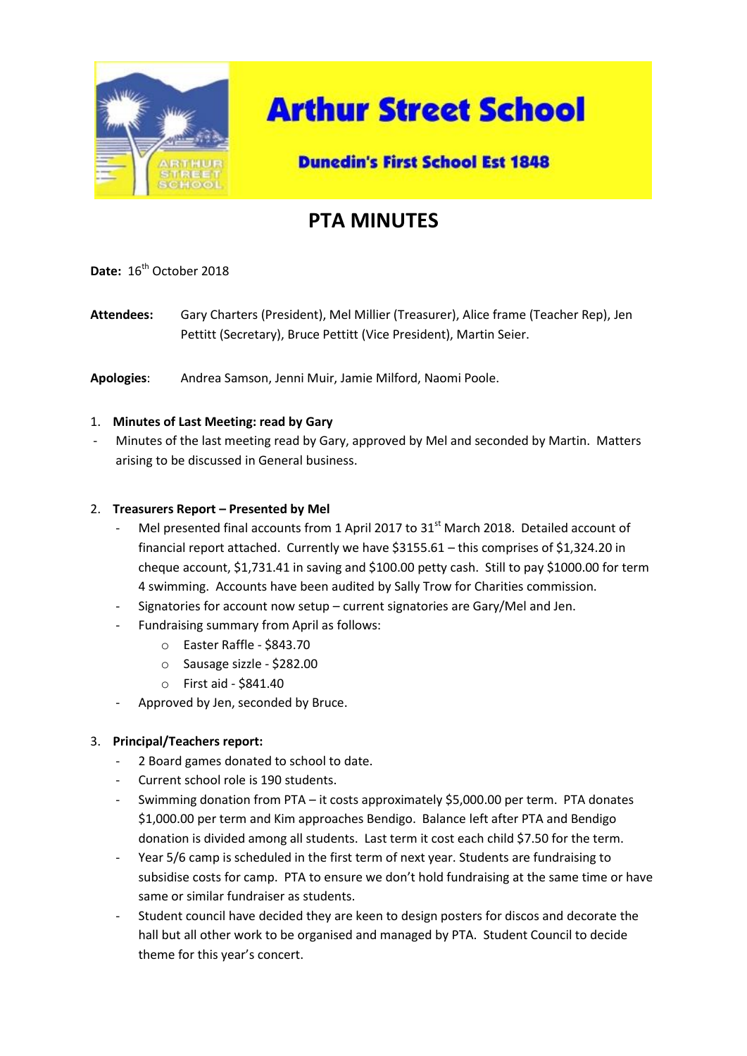# Arthur Street School

**Dunedin's First School Est 1848**

# PTA MINUTES

**Date:** 16th October 2018

**Attendees:** Gary Charters (President), Mel Millier (Treasurer), Alice frame (Teacher Rep), Jen Pettitt (Secretary), Bruce Pettitt (Vice President), Martin Seier.

**Apologies**: Andrea Samson, Jenni Muir, Jamie Milford, Naomi Poole.

1. **Minutes of Last Meeting: read by Gary**
   - Minutes of the last meeting read by Gary, approved by Mel and seconded by Martin. Matters arising to be discussed in General business.

2. **Treasurers Report – Presented by Mel**
   - Mel presented final accounts from 1 April 2017 to 31st March 2018. Detailed account of financial report attached. Currently we have $3155.61 – this comprises of $1,324.20 in cheque account, $1,731.41 in saving and $100.00 petty cash. Still to pay $1000.00 for term 4 swimming. Accounts have been audited by Sally Trow for Charities commission.
   - Signatories for account now setup – current signatories are Gary/Mel and Jen.
   - Fundraising summary from April as follows:
     - Easter Raffle - $843.70
     - Sausage sizzle - $282.00
     - First aid - $841.40
   - Approved by Jen, seconded by Bruce.

3. **Principal/Teachers report:**
   - 2 Board games donated to school to date.
   - Current school role is 190 students.
   - Swimming donation from PTA – it costs approximately $5,000.00 per term. PTA donates $1,000.00 per term and Kim approaches Bendigo. Balance left after PTA and Bendigo donation is divided among all students. Last term it cost each child $7.50 for the term.
   - Year 5/6 camp is scheduled in the first term of next year. Students are fundraising to subsidise costs for camp. PTA to ensure we don't hold fundraising at the same time or have same or similar fundraiser as students.
   - Student council have decided they are keen to design posters for discos and decorate the hall but all other work to be organised and managed by PTA. Student Council to decide theme for this year's concert.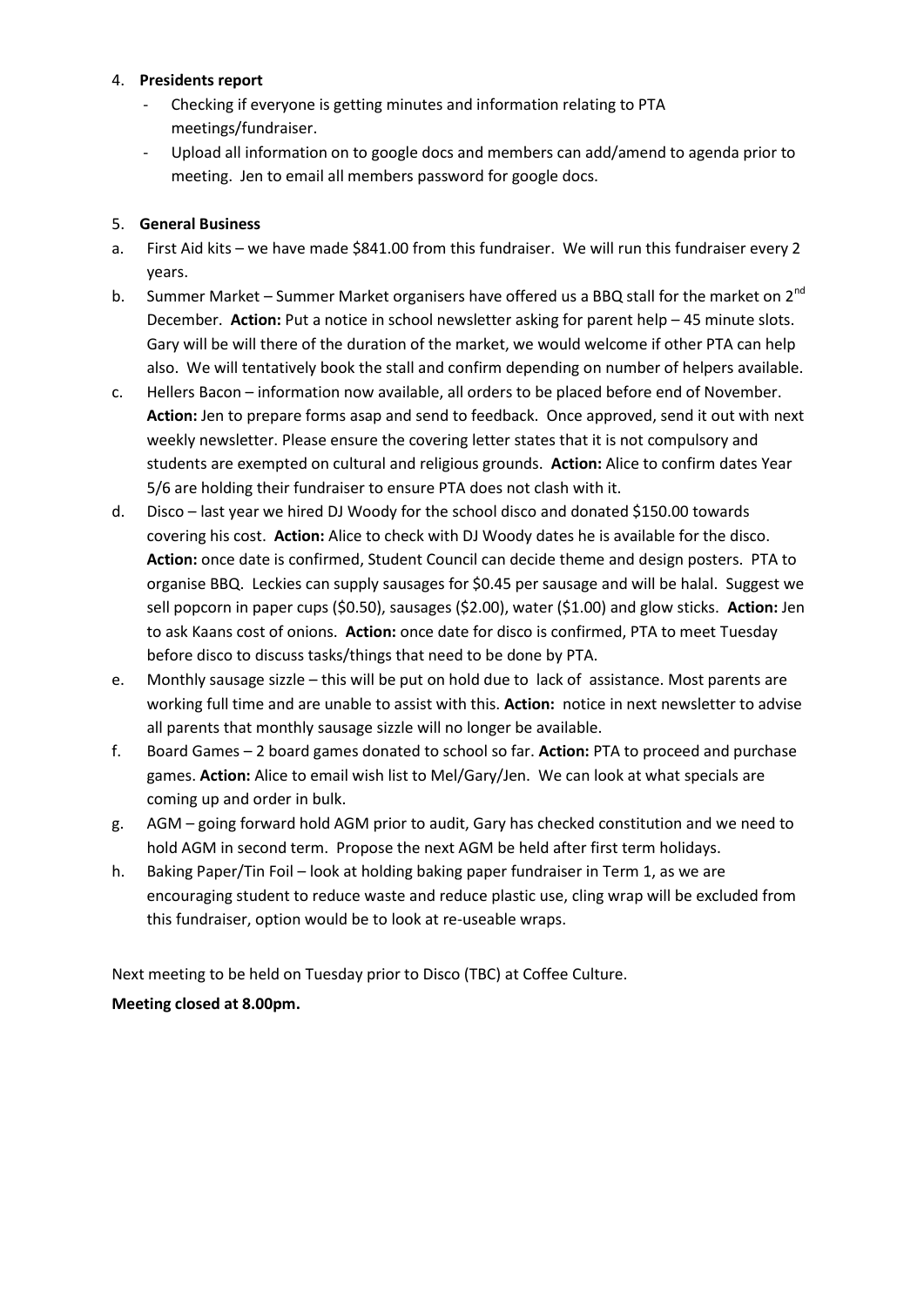4. **Presidents report**
    - Checking if everyone is getting minutes and information relating to PTA meetings/fundraiser.
    - Upload all information on to google docs and members can add/amend to agenda prior to meeting. Jen to email all members password for google docs.

5. **General Business**

a. First Aid kits – we have made $841.00 from this fundraiser. We will run this fundraiser every 2 years.

b. Summer Market – Summer Market organisers have offered us a BBQ stall for the market on 2nd December. **Action:** Put a notice in school newsletter asking for parent help – 45 minute slots. Gary will be will there of the duration of the market, we would welcome if other PTA can help also. We will tentatively book the stall and confirm depending on number of helpers available.

c. Hellers Bacon – information now available, all orders to be placed before end of November. **Action:** Jen to prepare forms asap and send to feedback. Once approved, send it out with next weekly newsletter. Please ensure the covering letter states that it is not compulsory and students are exempted on cultural and religious grounds. **Action:** Alice to confirm dates Year 5/6 are holding their fundraiser to ensure PTA does not clash with it.

d. Disco – last year we hired DJ Woody for the school disco and donated $150.00 towards covering his cost. **Action:** Alice to check with DJ Woody dates he is available for the disco. **Action:** once date is confirmed, Student Council can decide theme and design posters. PTA to organise BBQ. Leckies can supply sausages for $0.45 per sausage and will be halal. Suggest we sell popcorn in paper cups ($0.50), sausages ($2.00), water ($1.00) and glow sticks. **Action:** Jen to ask Kaans cost of onions. **Action:** once date for disco is confirmed, PTA to meet Tuesday before disco to discuss tasks/things that need to be done by PTA.

e. Monthly sausage sizzle – this will be put on hold due to lack of assistance. Most parents are working full time and are unable to assist with this. **Action:** notice in next newsletter to advise all parents that monthly sausage sizzle will no longer be available.

f. Board Games – 2 board games donated to school so far. **Action:** PTA to proceed and purchase games. **Action:** Alice to email wish list to Mel/Gary/Jen. We can look at what specials are coming up and order in bulk.

g. AGM – going forward hold AGM prior to audit, Gary has checked constitution and we need to hold AGM in second term. Propose the next AGM be held after first term holidays.

h. Baking Paper/Tin Foil – look at holding baking paper fundraiser in Term 1, as we are encouraging student to reduce waste and reduce plastic use, cling wrap will be excluded from this fundraiser, option would be to look at re-useable wraps.

Next meeting to be held on Tuesday prior to Disco (TBC) at Coffee Culture.

**Meeting closed at 8.00pm.**